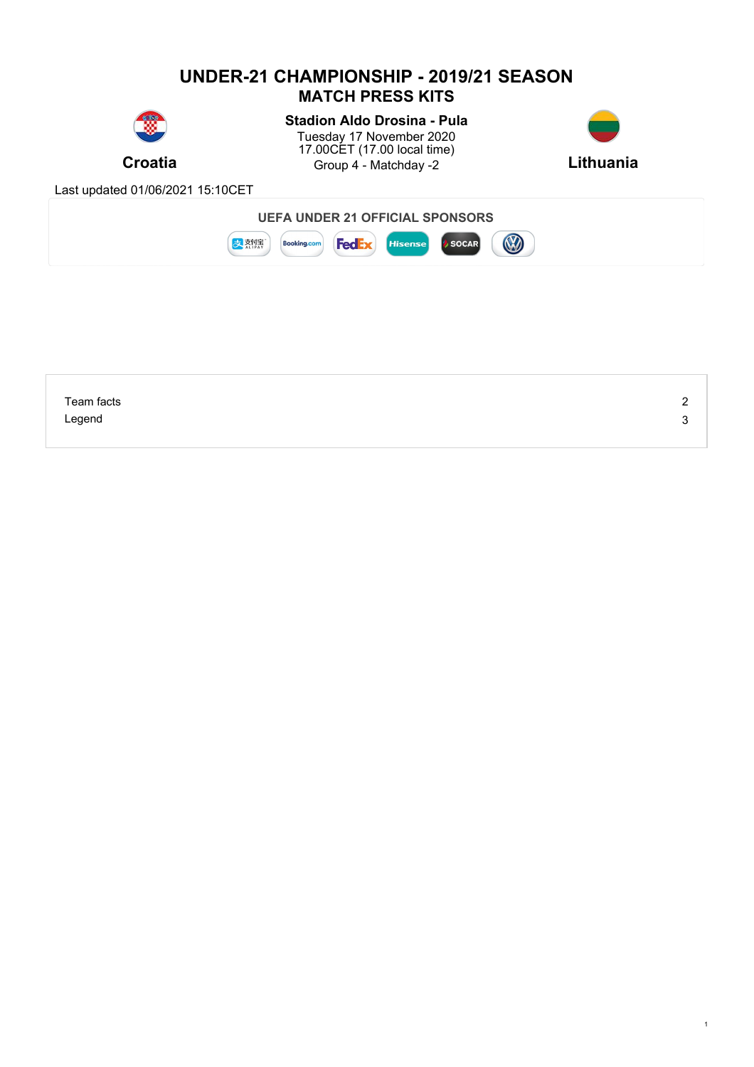# UNDER-21 CHAMPIONSHIP - 2019/21 SEASON
## MATCH PRESS KITS

**Croatia**

**Stadion Aldo Drosina - Pula**
Tuesday 17 November 2020
17.00CET (17.00 local time)
Group 4 - Matchday -2

**Lithuania**

Last updated 01/06/2021 15:10CET

**UEFA UNDER 21 OFFICIAL SPONSORS**

| | |
|---|---|
| Team facts | 2 |
| Legend | 3 |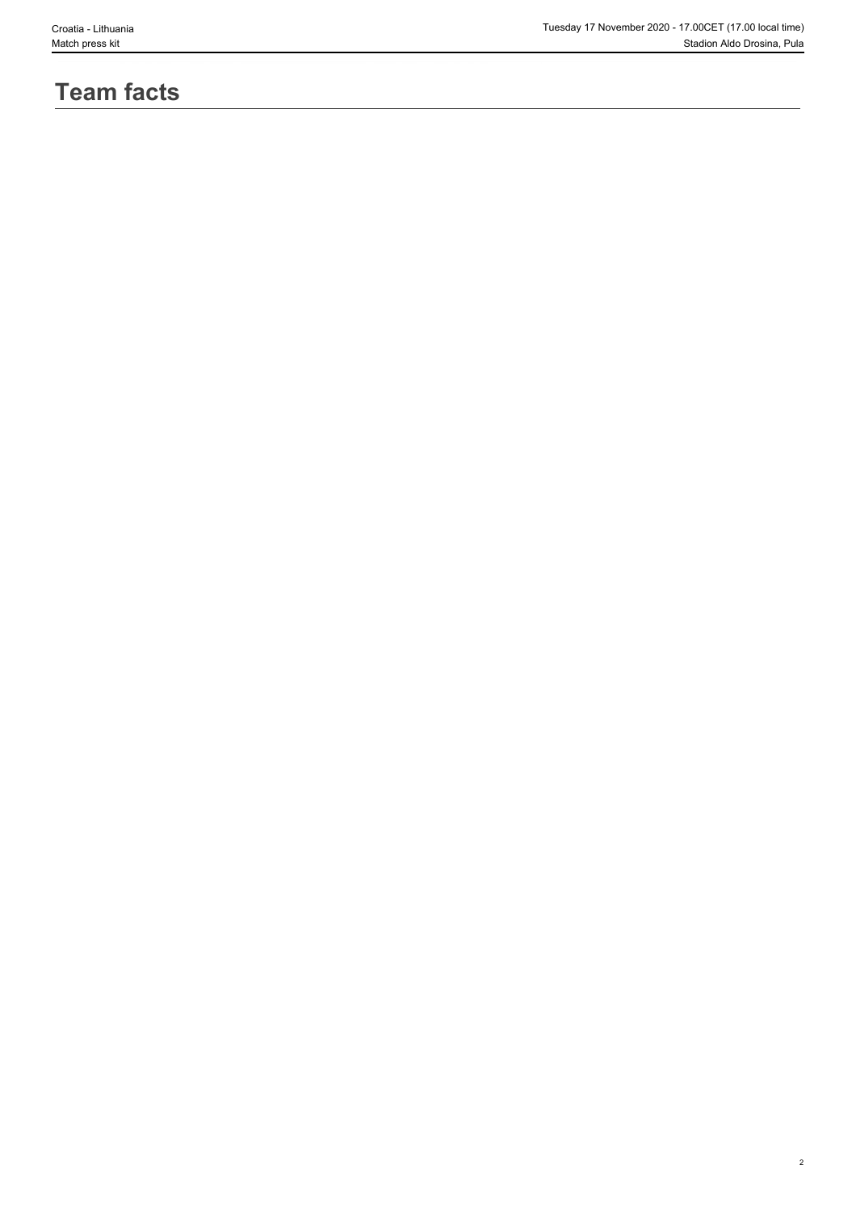# Team facts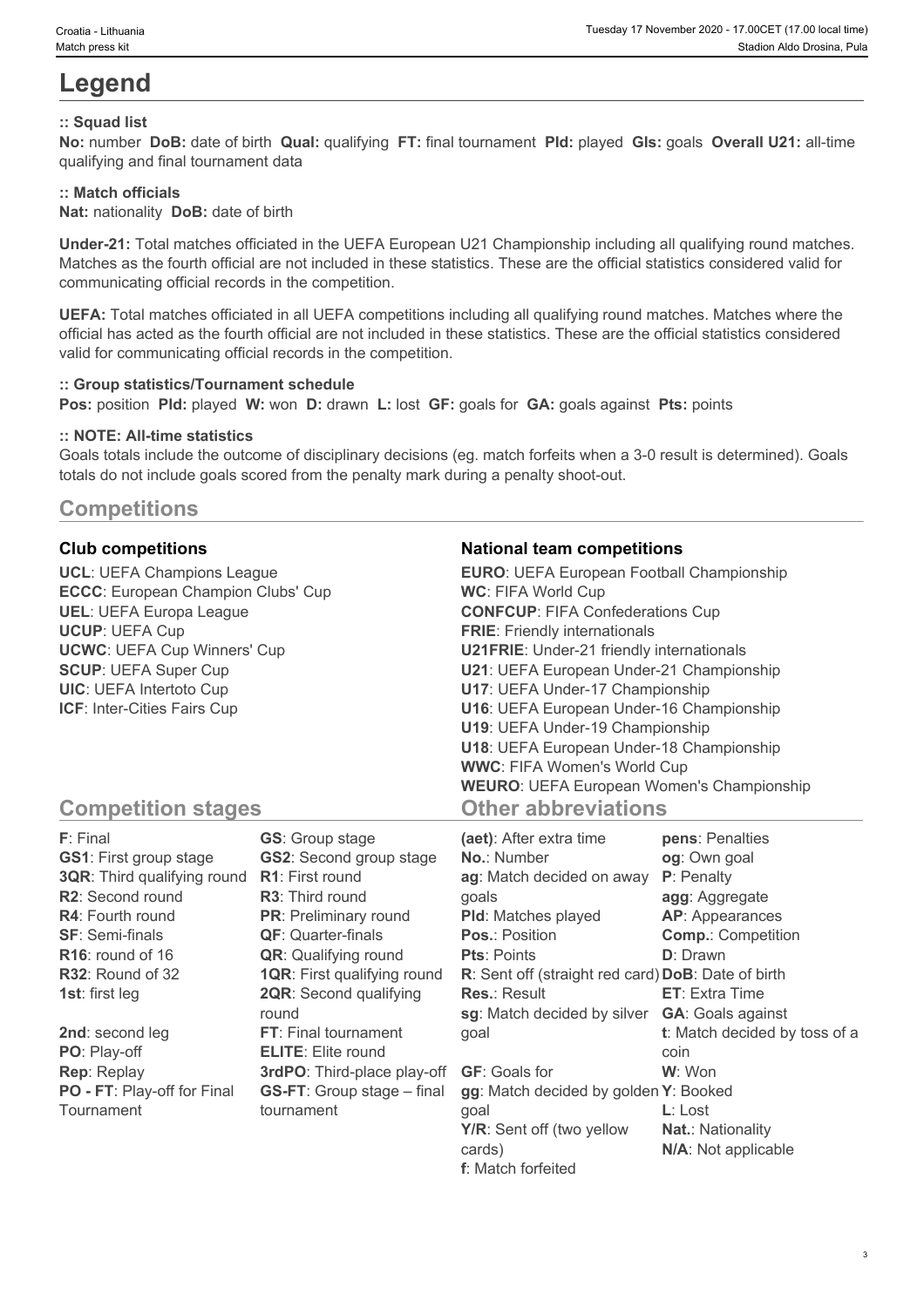# Legend

### :: Squad list

**No:** number **DoB:** date of birth **Qual:** qualifying **FT:** final tournament **Pld:** played **Gls:** goals **Overall U21:** all-time qualifying and final tournament data

### :: Match officials

**Nat:** nationality **DoB:** date of birth

**Under-21:** Total matches officiated in the UEFA European U21 Championship including all qualifying round matches. Matches as the fourth official are not included in these statistics. These are the official statistics considered valid for communicating official records in the competition.

**UEFA:** Total matches officiated in all UEFA competitions including all qualifying round matches. Matches where the official has acted as the fourth official are not included in these statistics. These are the official statistics considered valid for communicating official records in the competition.

### :: Group statistics/Tournament schedule

**Pos:** position **Pld:** played **W:** won **D:** drawn **L:** lost **GF:** goals for **GA:** goals against **Pts:** points

### :: NOTE: All-time statistics

Goals totals include the outcome of disciplinary decisions (eg. match forfeits when a 3-0 result is determined). Goals totals do not include goals scored from the penalty mark during a penalty shoot-out.

## Competitions

### Club competitions

**UCL**: UEFA Champions League
**ECCC**: European Champion Clubs' Cup
**UEL**: UEFA Europa League
**UCUP**: UEFA Cup
**UCWC**: UEFA Cup Winners' Cup
**SCUP**: UEFA Super Cup
**UIC**: UEFA Intertoto Cup
**ICF**: Inter-Cities Fairs Cup

### National team competitions

**EURO**: UEFA European Football Championship
**WC**: FIFA World Cup
**CONFCUP**: FIFA Confederations Cup
**FRIE**: Friendly internationals
**U21FRIE**: Under-21 friendly internationals
**U21**: UEFA European Under-21 Championship
**U17**: UEFA Under-17 Championship
**U16**: UEFA European Under-16 Championship
**U19**: UEFA Under-19 Championship
**U18**: UEFA European Under-18 Championship
**WWC**: FIFA Women's World Cup
**WEURO**: UEFA European Women's Championship

## Competition stages

**F**: Final
**GS1**: First group stage
**3QR**: Third qualifying round
**R2**: Second round
**R4**: Fourth round
**SF**: Semi-finals
**R16**: round of 16
**R32**: Round of 32
**1st**: first leg
**2nd**: second leg
**PO**: Play-off
**Rep**: Replay
**PO - FT**: Play-off for Final Tournament
**GS**: Group stage
**GS2**: Second group stage
**R1**: First round
**R3**: Third round
**PR**: Preliminary round
**QF**: Quarter-finals
**QR**: Qualifying round
**1QR**: First qualifying round
**2QR**: Second qualifying round
**FT**: Final tournament
**ELITE**: Elite round
**3rdPO**: Third-place play-off
**GS-FT**: Group stage – final tournament

## Other abbreviations

**(aet)**: After extra time
**No.**: Number
**ag**: Match decided on away goals
**Pld**: Matches played
**Pos.**: Position
**Pts**: Points
**R**: Sent off (straight red card)
**Res.**: Result
**sg**: Match decided by silver goal
**GF**: Goals for
**gg**: Match decided by golden goal
**Y/R**: Sent off (two yellow cards)
**f**: Match forfeited
**pens**: Penalties
**og**: Own goal
**P**: Penalty
**agg**: Aggregate
**AP**: Appearances
**Comp.**: Competition
**D**: Drawn
**DoB**: Date of birth
**ET**: Extra Time
**GA**: Goals against
**t**: Match decided by toss of a coin
**W**: Won
**Y**: Booked
**L**: Lost
**Nat.**: Nationality
**N/A**: Not applicable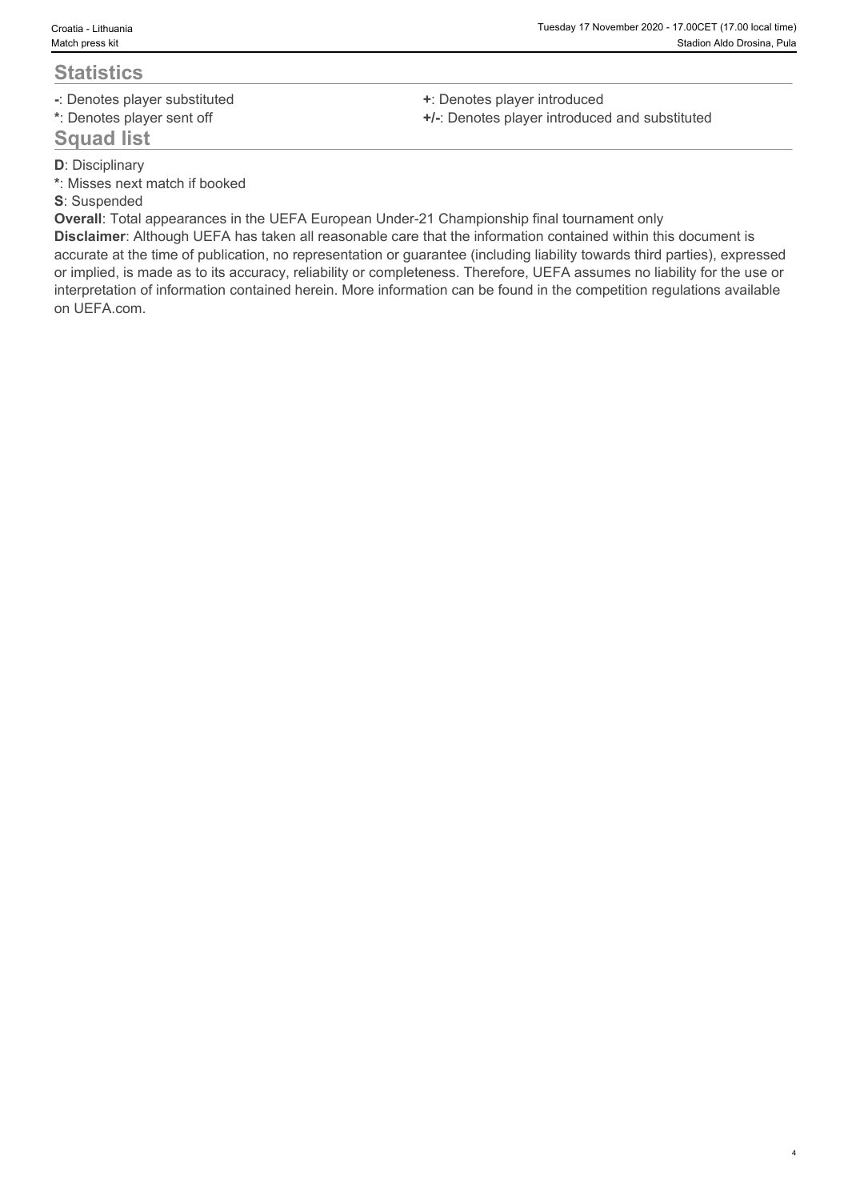## Statistics

**-**: Denotes player substituted

**+**: Denotes player introduced

*****: Denotes player sent off

**+/-**: Denotes player introduced and substituted

## Squad list

**D**: Disciplinary

*****: Misses next match if booked

**S**: Suspended

**Overall**: Total appearances in the UEFA European Under-21 Championship final tournament only

**Disclaimer**: Although UEFA has taken all reasonable care that the information contained within this document is accurate at the time of publication, no representation or guarantee (including liability towards third parties), expressed or implied, is made as to its accuracy, reliability or completeness. Therefore, UEFA assumes no liability for the use or interpretation of information contained herein. More information can be found in the competition regulations available on UEFA.com.